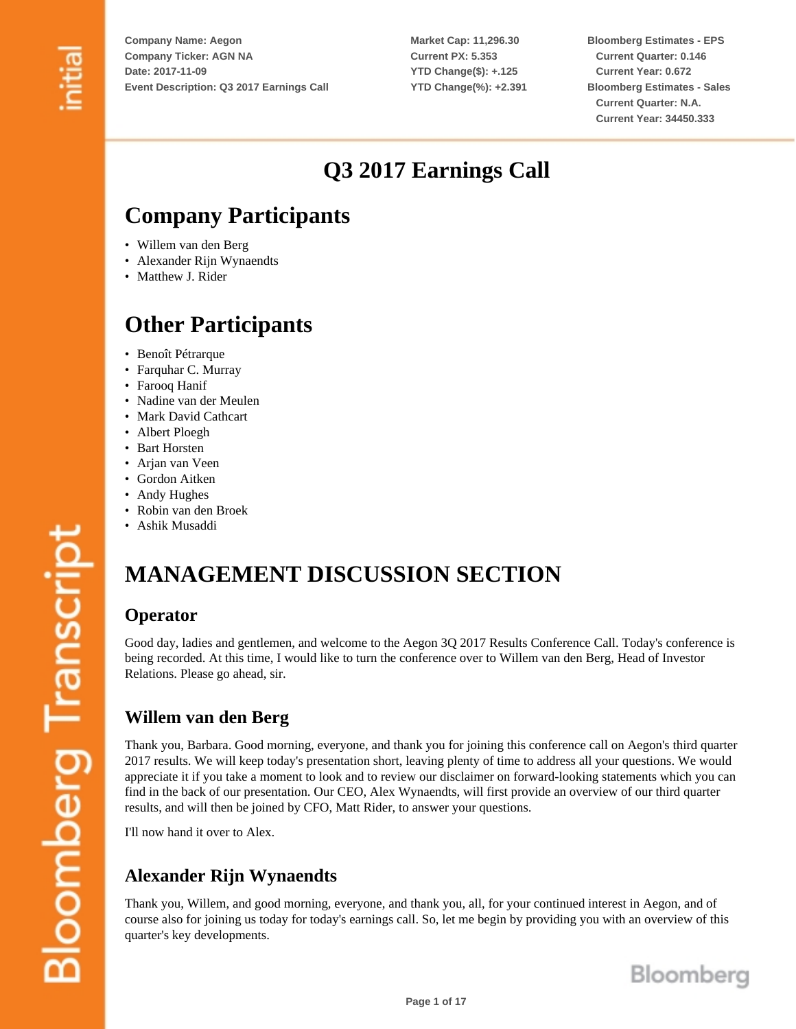Company Name: Aegon
Company Ticker: AGN NA
Date: 2017-11-09
Event Description: Q3 2017 Earnings Call

Market Cap: 11,296.30
Current PX: 5.353
YTD Change($): +.125
YTD Change(%): +2.391

Bloomberg Estimates - EPS
Current Quarter: 0.146
Current Year: 0.672
Bloomberg Estimates - Sales
Current Quarter: N.A.
Current Year: 34450.333

# Q3 2017 Earnings Call

## Company Participants

- Willem van den Berg
- Alexander Rijn Wynaendts
- Matthew J. Rider

## Other Participants

- Benoît Pétrarque
- Farquhar C. Murray
- Farooq Hanif
- Nadine van der Meulen
- Mark David Cathcart
- Albert Ploegh
- Bart Horsten
- Arjan van Veen
- Gordon Aitken
- Andy Hughes
- Robin van den Broek
- Ashik Musaddi

# MANAGEMENT DISCUSSION SECTION

### Operator

Good day, ladies and gentlemen, and welcome to the Aegon 3Q 2017 Results Conference Call. Today's conference is being recorded. At this time, I would like to turn the conference over to Willem van den Berg, Head of Investor Relations. Please go ahead, sir.

### Willem van den Berg

Thank you, Barbara. Good morning, everyone, and thank you for joining this conference call on Aegon's third quarter 2017 results. We will keep today's presentation short, leaving plenty of time to address all your questions. We would appreciate it if you take a moment to look and to review our disclaimer on forward-looking statements which you can find in the back of our presentation. Our CEO, Alex Wynaendts, will first provide an overview of our third quarter results, and will then be joined by CFO, Matt Rider, to answer your questions.

I'll now hand it over to Alex.

### Alexander Rijn Wynaendts

Thank you, Willem, and good morning, everyone, and thank you, all, for your continued interest in Aegon, and of course also for joining us today for today's earnings call. So, let me begin by providing you with an overview of this quarter's key developments.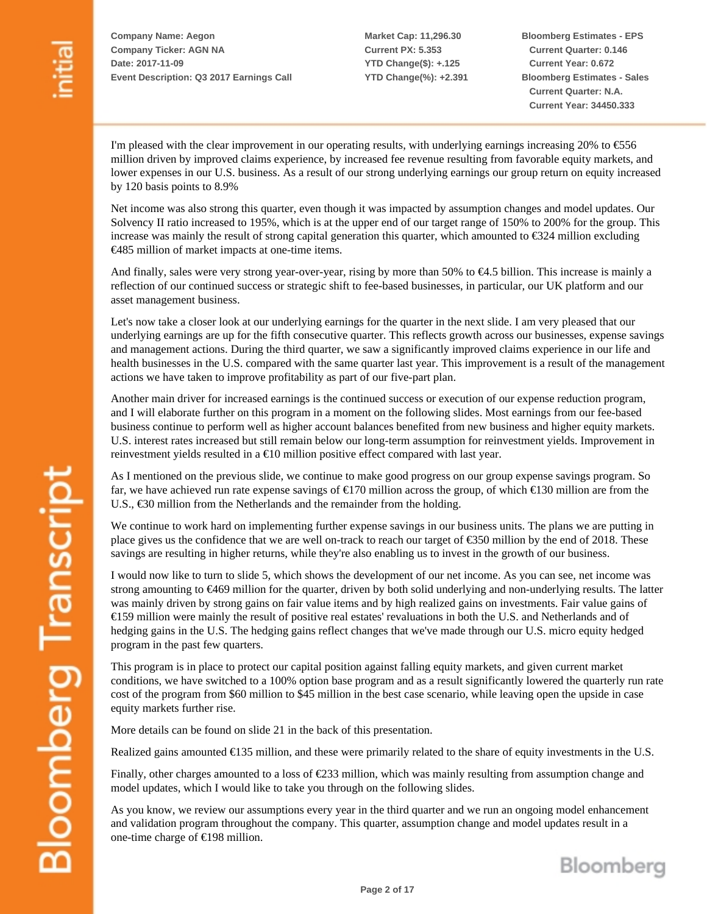I'm pleased with the clear improvement in our operating results, with underlying earnings increasing 20% to €556 million driven by improved claims experience, by increased fee revenue resulting from favorable equity markets, and lower expenses in our U.S. business. As a result of our strong underlying earnings our group return on equity increased by 120 basis points to 8.9%

Net income was also strong this quarter, even though it was impacted by assumption changes and model updates. Our Solvency II ratio increased to 195%, which is at the upper end of our target range of 150% to 200% for the group. This increase was mainly the result of strong capital generation this quarter, which amounted to €324 million excluding €485 million of market impacts at one-time items.

And finally, sales were very strong year-over-year, rising by more than 50% to €4.5 billion. This increase is mainly a reflection of our continued success or strategic shift to fee-based businesses, in particular, our UK platform and our asset management business.

Let's now take a closer look at our underlying earnings for the quarter in the next slide. I am very pleased that our underlying earnings are up for the fifth consecutive quarter. This reflects growth across our businesses, expense savings and management actions. During the third quarter, we saw a significantly improved claims experience in our life and health businesses in the U.S. compared with the same quarter last year. This improvement is a result of the management actions we have taken to improve profitability as part of our five-part plan.

Another main driver for increased earnings is the continued success or execution of our expense reduction program, and I will elaborate further on this program in a moment on the following slides. Most earnings from our fee-based business continue to perform well as higher account balances benefited from new business and higher equity markets. U.S. interest rates increased but still remain below our long-term assumption for reinvestment yields. Improvement in reinvestment yields resulted in a €10 million positive effect compared with last year.

As I mentioned on the previous slide, we continue to make good progress on our group expense savings program. So far, we have achieved run rate expense savings of €170 million across the group, of which €130 million are from the U.S., €30 million from the Netherlands and the remainder from the holding.

We continue to work hard on implementing further expense savings in our business units. The plans we are putting in place gives us the confidence that we are well on-track to reach our target of €350 million by the end of 2018. These savings are resulting in higher returns, while they're also enabling us to invest in the growth of our business.

I would now like to turn to slide 5, which shows the development of our net income. As you can see, net income was strong amounting to €469 million for the quarter, driven by both solid underlying and non-underlying results. The latter was mainly driven by strong gains on fair value items and by high realized gains on investments. Fair value gains of €159 million were mainly the result of positive real estates' revaluations in both the U.S. and Netherlands and of hedging gains in the U.S. The hedging gains reflect changes that we've made through our U.S. micro equity hedged program in the past few quarters.

This program is in place to protect our capital position against falling equity markets, and given current market conditions, we have switched to a 100% option base program and as a result significantly lowered the quarterly run rate cost of the program from $60 million to $45 million in the best case scenario, while leaving open the upside in case equity markets further rise.

More details can be found on slide 21 in the back of this presentation.

Realized gains amounted €135 million, and these were primarily related to the share of equity investments in the U.S.

Finally, other charges amounted to a loss of €233 million, which was mainly resulting from assumption change and model updates, which I would like to take you through on the following slides.

As you know, we review our assumptions every year in the third quarter and we run an ongoing model enhancement and validation program throughout the company. This quarter, assumption change and model updates result in a one-time charge of €198 million.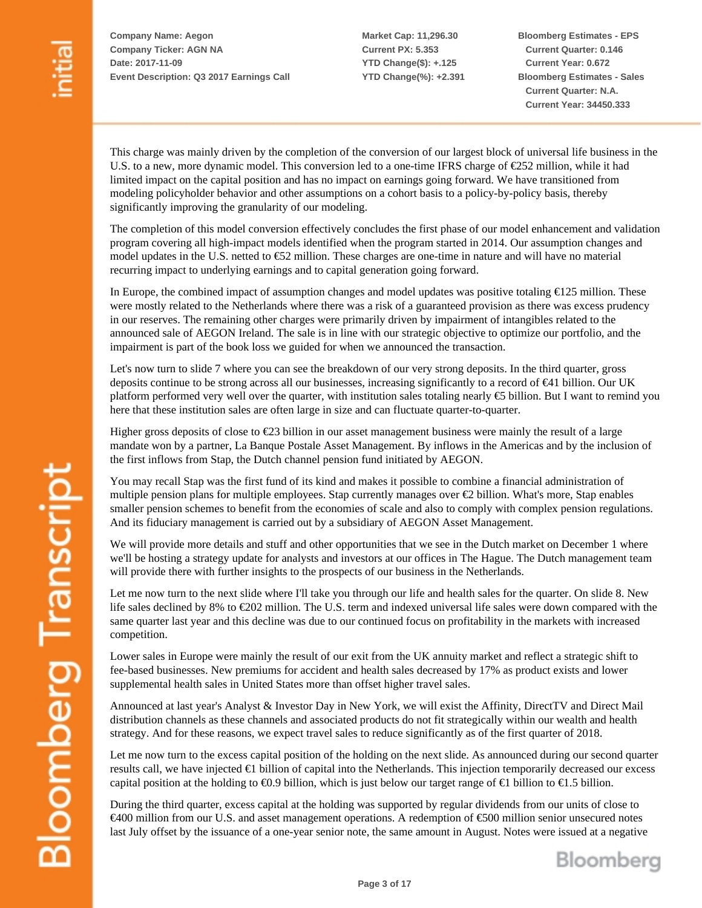This charge was mainly driven by the completion of the conversion of our largest block of universal life business in the U.S. to a new, more dynamic model. This conversion led to a one-time IFRS charge of €252 million, while it had limited impact on the capital position and has no impact on earnings going forward. We have transitioned from modeling policyholder behavior and other assumptions on a cohort basis to a policy-by-policy basis, thereby significantly improving the granularity of our modeling.

The completion of this model conversion effectively concludes the first phase of our model enhancement and validation program covering all high-impact models identified when the program started in 2014. Our assumption changes and model updates in the U.S. netted to €52 million. These charges are one-time in nature and will have no material recurring impact to underlying earnings and to capital generation going forward.

In Europe, the combined impact of assumption changes and model updates was positive totaling €125 million. These were mostly related to the Netherlands where there was a risk of a guaranteed provision as there was excess prudency in our reserves. The remaining other charges were primarily driven by impairment of intangibles related to the announced sale of AEGON Ireland. The sale is in line with our strategic objective to optimize our portfolio, and the impairment is part of the book loss we guided for when we announced the transaction.

Let's now turn to slide 7 where you can see the breakdown of our very strong deposits. In the third quarter, gross deposits continue to be strong across all our businesses, increasing significantly to a record of €41 billion. Our UK platform performed very well over the quarter, with institution sales totaling nearly €5 billion. But I want to remind you here that these institution sales are often large in size and can fluctuate quarter-to-quarter.

Higher gross deposits of close to €23 billion in our asset management business were mainly the result of a large mandate won by a partner, La Banque Postale Asset Management. By inflows in the Americas and by the inclusion of the first inflows from Stap, the Dutch channel pension fund initiated by AEGON.

You may recall Stap was the first fund of its kind and makes it possible to combine a financial administration of multiple pension plans for multiple employees. Stap currently manages over €2 billion. What's more, Stap enables smaller pension schemes to benefit from the economies of scale and also to comply with complex pension regulations. And its fiduciary management is carried out by a subsidiary of AEGON Asset Management.

We will provide more details and stuff and other opportunities that we see in the Dutch market on December 1 where we'll be hosting a strategy update for analysts and investors at our offices in The Hague. The Dutch management team will provide there with further insights to the prospects of our business in the Netherlands.

Let me now turn to the next slide where I'll take you through our life and health sales for the quarter. On slide 8. New life sales declined by 8% to €202 million. The U.S. term and indexed universal life sales were down compared with the same quarter last year and this decline was due to our continued focus on profitability in the markets with increased competition.

Lower sales in Europe were mainly the result of our exit from the UK annuity market and reflect a strategic shift to fee-based businesses. New premiums for accident and health sales decreased by 17% as product exists and lower supplemental health sales in United States more than offset higher travel sales.

Announced at last year's Analyst & Investor Day in New York, we will exist the Affinity, DirectTV and Direct Mail distribution channels as these channels and associated products do not fit strategically within our wealth and health strategy. And for these reasons, we expect travel sales to reduce significantly as of the first quarter of 2018.

Let me now turn to the excess capital position of the holding on the next slide. As announced during our second quarter results call, we have injected €1 billion of capital into the Netherlands. This injection temporarily decreased our excess capital position at the holding to €0.9 billion, which is just below our target range of €1 billion to €1.5 billion.

During the third quarter, excess capital at the holding was supported by regular dividends from our units of close to €400 million from our U.S. and asset management operations. A redemption of €500 million senior unsecured notes last July offset by the issuance of a one-year senior note, the same amount in August. Notes were issued at a negative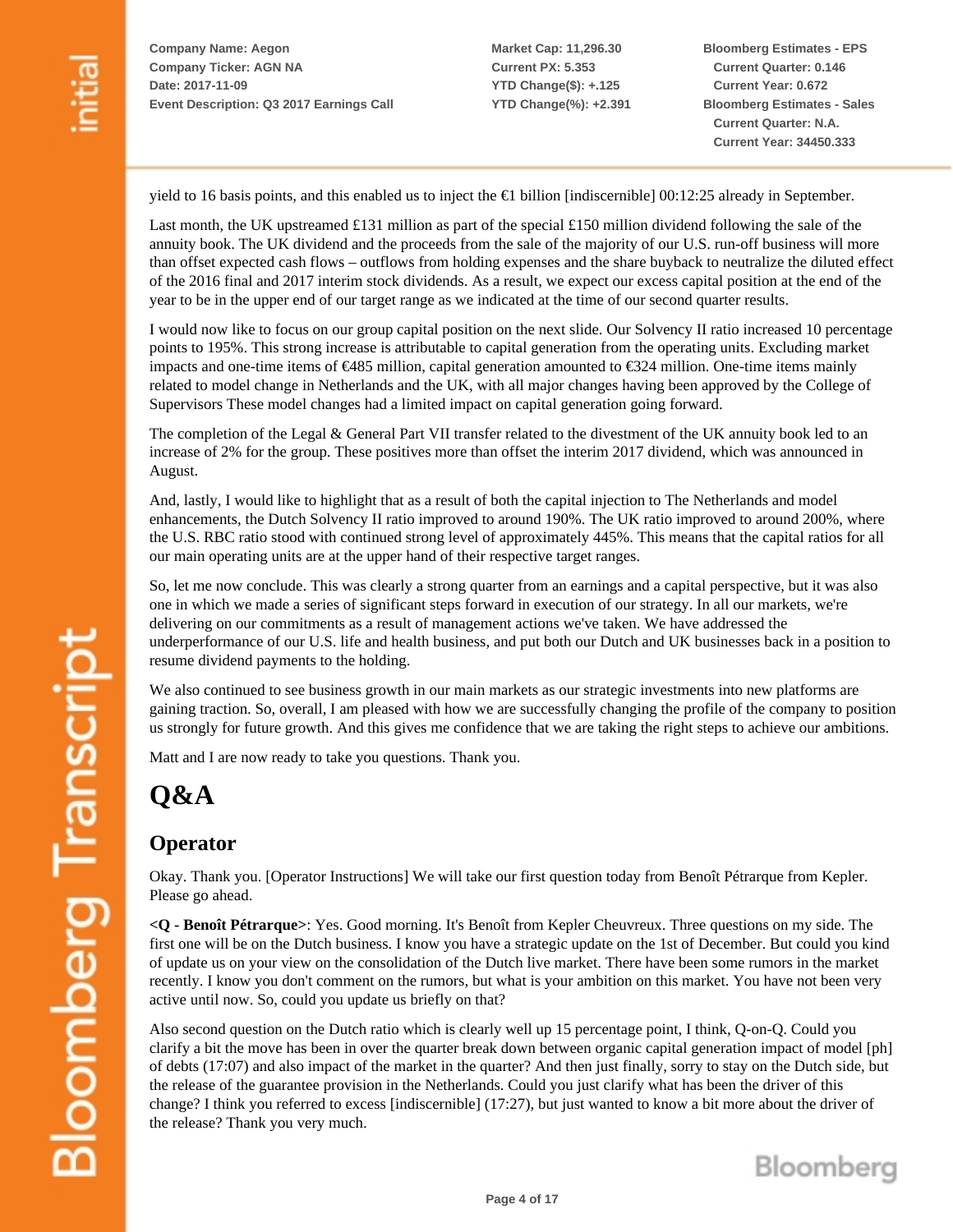yield to 16 basis points, and this enabled us to inject the €1 billion [indiscernible] 00:12:25 already in September.

Last month, the UK upstreamed £131 million as part of the special £150 million dividend following the sale of the annuity book. The UK dividend and the proceeds from the sale of the majority of our U.S. run-off business will more than offset expected cash flows – outflows from holding expenses and the share buyback to neutralize the diluted effect of the 2016 final and 2017 interim stock dividends. As a result, we expect our excess capital position at the end of the year to be in the upper end of our target range as we indicated at the time of our second quarter results.

I would now like to focus on our group capital position on the next slide. Our Solvency II ratio increased 10 percentage points to 195%. This strong increase is attributable to capital generation from the operating units. Excluding market impacts and one-time items of €485 million, capital generation amounted to €324 million. One-time items mainly related to model change in Netherlands and the UK, with all major changes having been approved by the College of Supervisors These model changes had a limited impact on capital generation going forward.

The completion of the Legal & General Part VII transfer related to the divestment of the UK annuity book led to an increase of 2% for the group. These positives more than offset the interim 2017 dividend, which was announced in August.

And, lastly, I would like to highlight that as a result of both the capital injection to The Netherlands and model enhancements, the Dutch Solvency II ratio improved to around 190%. The UK ratio improved to around 200%, where the U.S. RBC ratio stood with continued strong level of approximately 445%. This means that the capital ratios for all our main operating units are at the upper hand of their respective target ranges.

So, let me now conclude. This was clearly a strong quarter from an earnings and a capital perspective, but it was also one in which we made a series of significant steps forward in execution of our strategy. In all our markets, we're delivering on our commitments as a result of management actions we've taken. We have addressed the underperformance of our U.S. life and health business, and put both our Dutch and UK businesses back in a position to resume dividend payments to the holding.

We also continued to see business growth in our main markets as our strategic investments into new platforms are gaining traction. So, overall, I am pleased with how we are successfully changing the profile of the company to position us strongly for future growth. And this gives me confidence that we are taking the right steps to achieve our ambitions.

Matt and I are now ready to take you questions. Thank you.

# Q&A

## Operator

Okay. Thank you. [Operator Instructions] We will take our first question today from Benoît Pétrarque from Kepler. Please go ahead.

**<Q - Benoît Pétrarque>**: Yes. Good morning. It's Benoît from Kepler Cheuvreux. Three questions on my side. The first one will be on the Dutch business. I know you have a strategic update on the 1st of December. But could you kind of update us on your view on the consolidation of the Dutch live market. There have been some rumors in the market recently. I know you don't comment on the rumors, but what is your ambition on this market. You have not been very active until now. So, could you update us briefly on that?

Also second question on the Dutch ratio which is clearly well up 15 percentage point, I think, Q-on-Q. Could you clarify a bit the move has been in over the quarter break down between organic capital generation impact of model [ph] of debts (17:07) and also impact of the market in the quarter? And then just finally, sorry to stay on the Dutch side, but the release of the guarantee provision in the Netherlands. Could you just clarify what has been the driver of this change? I think you referred to excess [indiscernible] (17:27), but just wanted to know a bit more about the driver of the release? Thank you very much.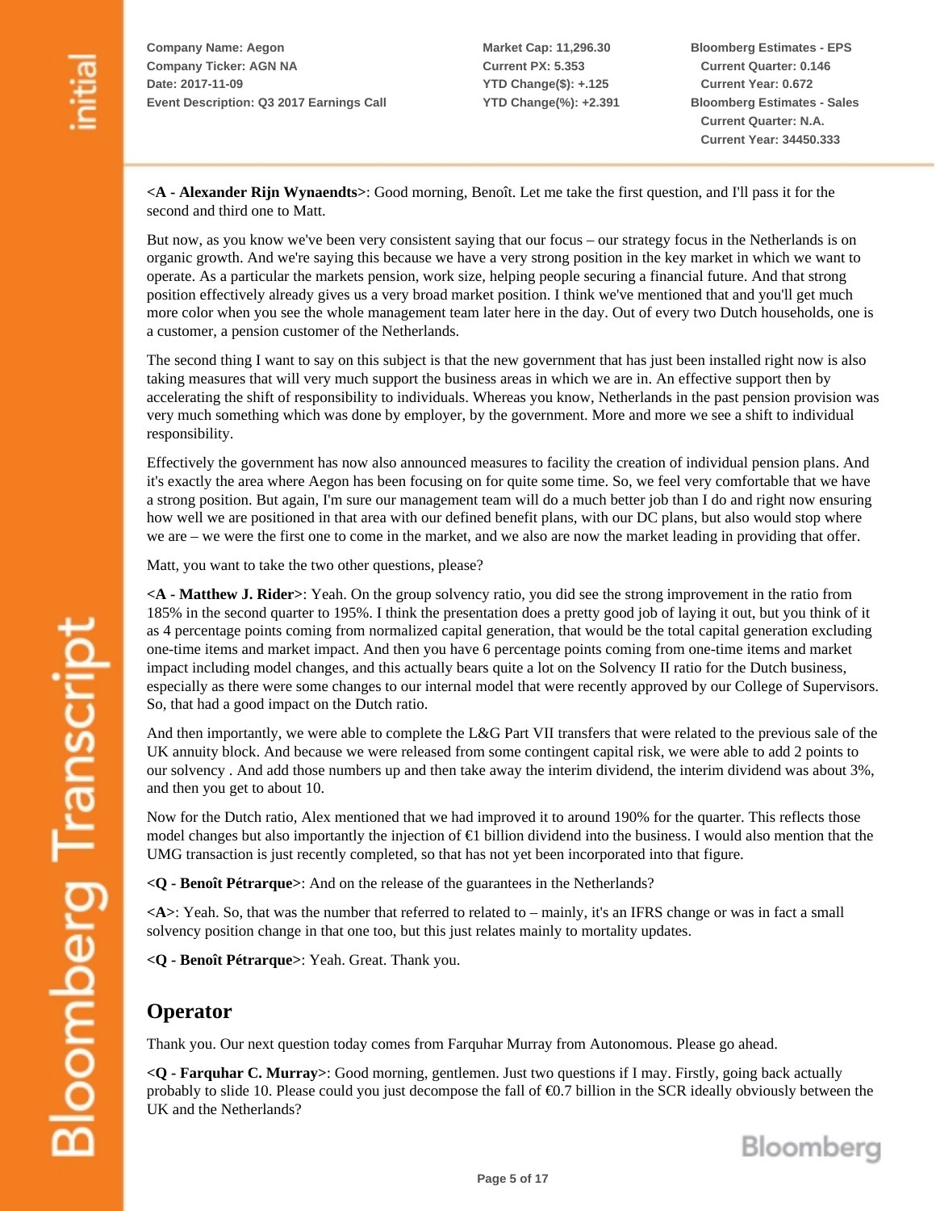**<A - Alexander Rijn Wynaendts>**: Good morning, Benoît. Let me take the first question, and I'll pass it for the second and third one to Matt.

But now, as you know we've been very consistent saying that our focus – our strategy focus in the Netherlands is on organic growth. And we're saying this because we have a very strong position in the key market in which we want to operate. As a particular the markets pension, work size, helping people securing a financial future. And that strong position effectively already gives us a very broad market position. I think we've mentioned that and you'll get much more color when you see the whole management team later here in the day. Out of every two Dutch households, one is a customer, a pension customer of the Netherlands.

The second thing I want to say on this subject is that the new government that has just been installed right now is also taking measures that will very much support the business areas in which we are in. An effective support then by accelerating the shift of responsibility to individuals. Whereas you know, Netherlands in the past pension provision was very much something which was done by employer, by the government. More and more we see a shift to individual responsibility.

Effectively the government has now also announced measures to facility the creation of individual pension plans. And it's exactly the area where Aegon has been focusing on for quite some time. So, we feel very comfortable that we have a strong position. But again, I'm sure our management team will do a much better job than I do and right now ensuring how well we are positioned in that area with our defined benefit plans, with our DC plans, but also would stop where we are – we were the first one to come in the market, and we also are now the market leading in providing that offer.

Matt, you want to take the two other questions, please?

**<A - Matthew J. Rider>**: Yeah. On the group solvency ratio, you did see the strong improvement in the ratio from 185% in the second quarter to 195%. I think the presentation does a pretty good job of laying it out, but you think of it as 4 percentage points coming from normalized capital generation, that would be the total capital generation excluding one-time items and market impact. And then you have 6 percentage points coming from one-time items and market impact including model changes, and this actually bears quite a lot on the Solvency II ratio for the Dutch business, especially as there were some changes to our internal model that were recently approved by our College of Supervisors. So, that had a good impact on the Dutch ratio.

And then importantly, we were able to complete the L&G Part VII transfers that were related to the previous sale of the UK annuity block. And because we were released from some contingent capital risk, we were able to add 2 points to our solvency . And add those numbers up and then take away the interim dividend, the interim dividend was about 3%, and then you get to about 10.

Now for the Dutch ratio, Alex mentioned that we had improved it to around 190% for the quarter. This reflects those model changes but also importantly the injection of €1 billion dividend into the business. I would also mention that the UMG transaction is just recently completed, so that has not yet been incorporated into that figure.

**<Q - Benoît Pétrarque>**: And on the release of the guarantees in the Netherlands?

**<A>**: Yeah. So, that was the number that referred to related to – mainly, it's an IFRS change or was in fact a small solvency position change in that one too, but this just relates mainly to mortality updates.

**<Q - Benoît Pétrarque>**: Yeah. Great. Thank you.

## Operator

Thank you. Our next question today comes from Farquhar Murray from Autonomous. Please go ahead.

**<Q - Farquhar C. Murray>**: Good morning, gentlemen. Just two questions if I may. Firstly, going back actually probably to slide 10. Please could you just decompose the fall of €0.7 billion in the SCR ideally obviously between the UK and the Netherlands?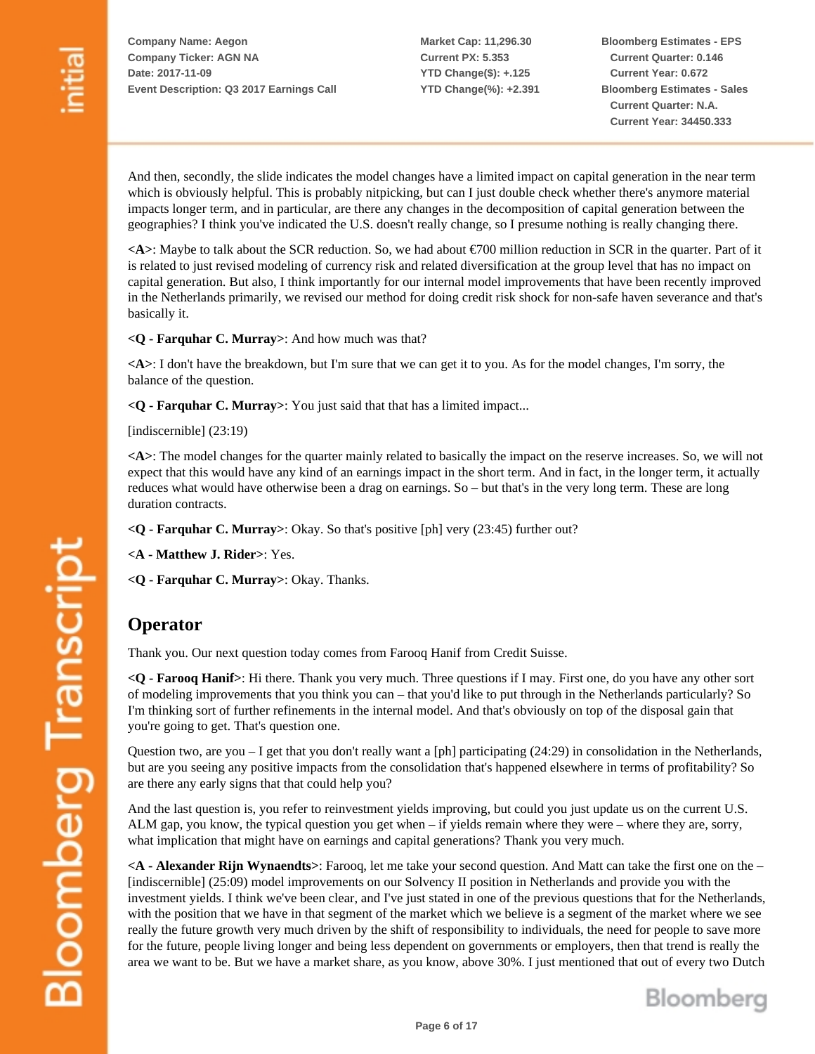And then, secondly, the slide indicates the model changes have a limited impact on capital generation in the near term which is obviously helpful. This is probably nitpicking, but can I just double check whether there's anymore material impacts longer term, and in particular, are there any changes in the decomposition of capital generation between the geographies? I think you've indicated the U.S. doesn't really change, so I presume nothing is really changing there.

**<A>**: Maybe to talk about the SCR reduction. So, we had about €700 million reduction in SCR in the quarter. Part of it is related to just revised modeling of currency risk and related diversification at the group level that has no impact on capital generation. But also, I think importantly for our internal model improvements that have been recently improved in the Netherlands primarily, we revised our method for doing credit risk shock for non-safe haven severance and that's basically it.

**<Q - Farquhar C. Murray>**: And how much was that?

**<A>**: I don't have the breakdown, but I'm sure that we can get it to you. As for the model changes, I'm sorry, the balance of the question.

**<Q - Farquhar C. Murray>**: You just said that that has a limited impact...

[indiscernible] (23:19)

**<A>**: The model changes for the quarter mainly related to basically the impact on the reserve increases. So, we will not expect that this would have any kind of an earnings impact in the short term. And in fact, in the longer term, it actually reduces what would have otherwise been a drag on earnings. So – but that's in the very long term. These are long duration contracts.

**<Q - Farquhar C. Murray>**: Okay. So that's positive [ph] very (23:45) further out?

**<A - Matthew J. Rider>**: Yes.

**<Q - Farquhar C. Murray>**: Okay. Thanks.

## Operator

Thank you. Our next question today comes from Farooq Hanif from Credit Suisse.

**<Q - Farooq Hanif>**: Hi there. Thank you very much. Three questions if I may. First one, do you have any other sort of modeling improvements that you think you can – that you'd like to put through in the Netherlands particularly? So I'm thinking sort of further refinements in the internal model. And that's obviously on top of the disposal gain that you're going to get. That's question one.

Question two, are you – I get that you don't really want a [ph] participating (24:29) in consolidation in the Netherlands, but are you seeing any positive impacts from the consolidation that's happened elsewhere in terms of profitability? So are there any early signs that that could help you?

And the last question is, you refer to reinvestment yields improving, but could you just update us on the current U.S. ALM gap, you know, the typical question you get when – if yields remain where they were – where they are, sorry, what implication that might have on earnings and capital generations? Thank you very much.

**<A - Alexander Rijn Wynaendts>**: Farooq, let me take your second question. And Matt can take the first one on the – [indiscernible] (25:09) model improvements on our Solvency II position in Netherlands and provide you with the investment yields. I think we've been clear, and I've just stated in one of the previous questions that for the Netherlands, with the position that we have in that segment of the market which we believe is a segment of the market where we see really the future growth very much driven by the shift of responsibility to individuals, the need for people to save more for the future, people living longer and being less dependent on governments or employers, then that trend is really the area we want to be. But we have a market share, as you know, above 30%. I just mentioned that out of every two Dutch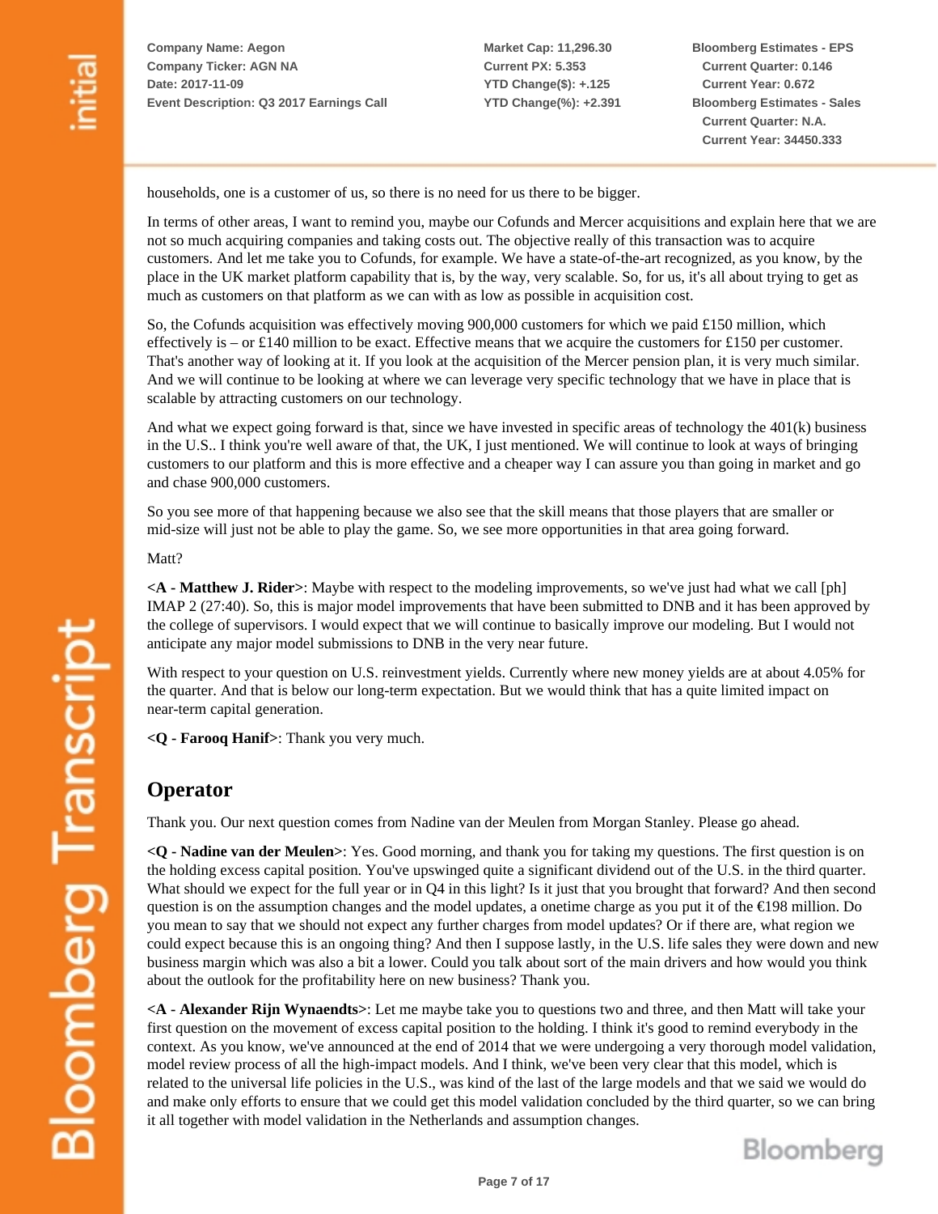households, one is a customer of us, so there is no need for us there to be bigger.

In terms of other areas, I want to remind you, maybe our Cofunds and Mercer acquisitions and explain here that we are not so much acquiring companies and taking costs out. The objective really of this transaction was to acquire customers. And let me take you to Cofunds, for example. We have a state-of-the-art recognized, as you know, by the place in the UK market platform capability that is, by the way, very scalable. So, for us, it's all about trying to get as much as customers on that platform as we can with as low as possible in acquisition cost.

So, the Cofunds acquisition was effectively moving 900,000 customers for which we paid £150 million, which effectively is – or £140 million to be exact. Effective means that we acquire the customers for £150 per customer. That's another way of looking at it. If you look at the acquisition of the Mercer pension plan, it is very much similar. And we will continue to be looking at where we can leverage very specific technology that we have in place that is scalable by attracting customers on our technology.

And what we expect going forward is that, since we have invested in specific areas of technology the 401(k) business in the U.S.. I think you're well aware of that, the UK, I just mentioned. We will continue to look at ways of bringing customers to our platform and this is more effective and a cheaper way I can assure you than going in market and go and chase 900,000 customers.

So you see more of that happening because we also see that the skill means that those players that are smaller or mid-size will just not be able to play the game. So, we see more opportunities in that area going forward.

Matt?

**<A - Matthew J. Rider>**: Maybe with respect to the modeling improvements, so we've just had what we call [ph] IMAP 2 (27:40). So, this is major model improvements that have been submitted to DNB and it has been approved by the college of supervisors. I would expect that we will continue to basically improve our modeling. But I would not anticipate any major model submissions to DNB in the very near future.

With respect to your question on U.S. reinvestment yields. Currently where new money yields are at about 4.05% for the quarter. And that is below our long-term expectation. But we would think that has a quite limited impact on near-term capital generation.

**<Q - Farooq Hanif>**: Thank you very much.

## Operator

Thank you. Our next question comes from Nadine van der Meulen from Morgan Stanley. Please go ahead.

**<Q - Nadine van der Meulen>**: Yes. Good morning, and thank you for taking my questions. The first question is on the holding excess capital position. You've upswinged quite a significant dividend out of the U.S. in the third quarter. What should we expect for the full year or in Q4 in this light? Is it just that you brought that forward? And then second question is on the assumption changes and the model updates, a onetime charge as you put it of the €198 million. Do you mean to say that we should not expect any further charges from model updates? Or if there are, what region we could expect because this is an ongoing thing? And then I suppose lastly, in the U.S. life sales they were down and new business margin which was also a bit a lower. Could you talk about sort of the main drivers and how would you think about the outlook for the profitability here on new business? Thank you.

**<A - Alexander Rijn Wynaendts>**: Let me maybe take you to questions two and three, and then Matt will take your first question on the movement of excess capital position to the holding. I think it's good to remind everybody in the context. As you know, we've announced at the end of 2014 that we were undergoing a very thorough model validation, model review process of all the high-impact models. And I think, we've been very clear that this model, which is related to the universal life policies in the U.S., was kind of the last of the large models and that we said we would do and make only efforts to ensure that we could get this model validation concluded by the third quarter, so we can bring it all together with model validation in the Netherlands and assumption changes.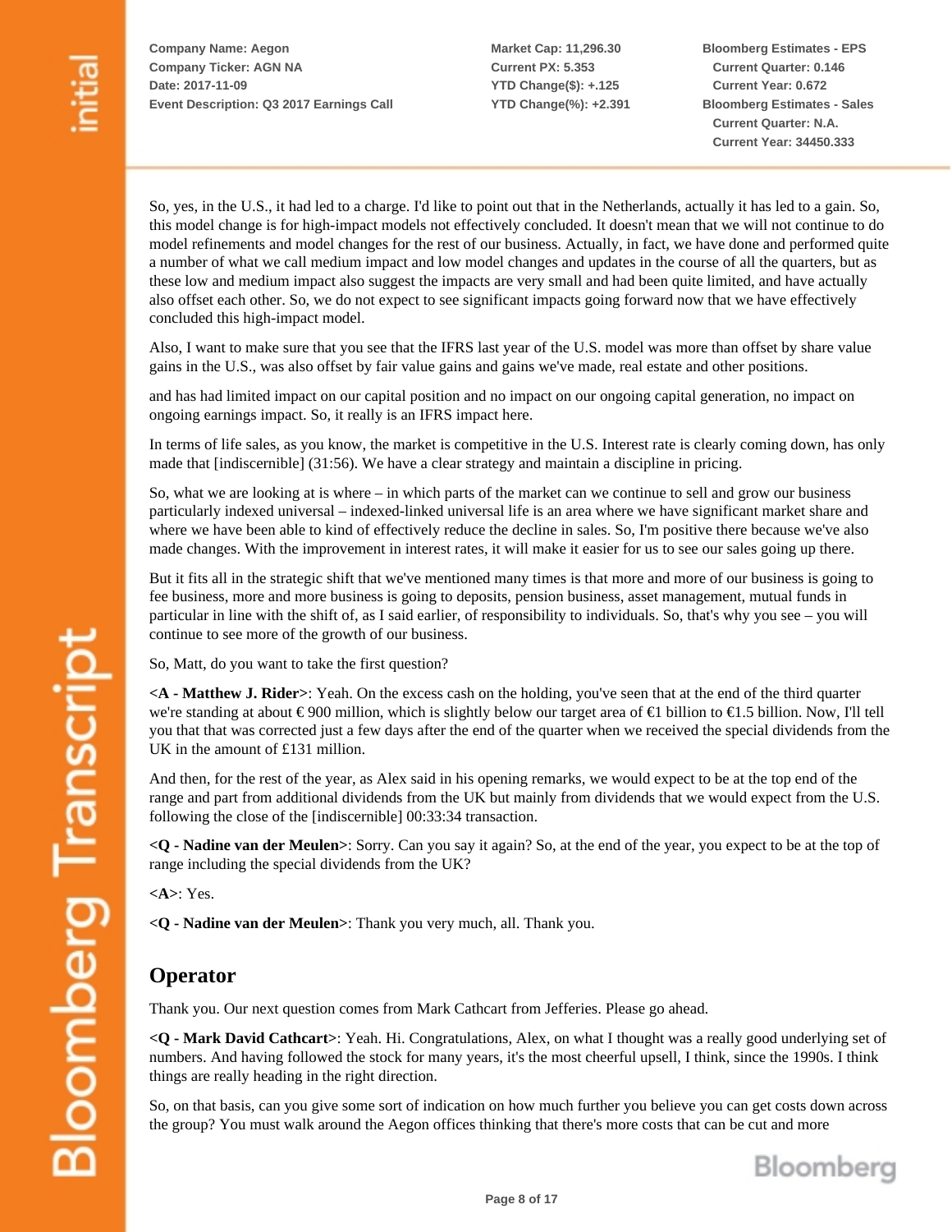So, yes, in the U.S., it had led to a charge. I'd like to point out that in the Netherlands, actually it has led to a gain. So, this model change is for high-impact models not effectively concluded. It doesn't mean that we will not continue to do model refinements and model changes for the rest of our business. Actually, in fact, we have done and performed quite a number of what we call medium impact and low model changes and updates in the course of all the quarters, but as these low and medium impact also suggest the impacts are very small and had been quite limited, and have actually also offset each other. So, we do not expect to see significant impacts going forward now that we have effectively concluded this high-impact model.

Also, I want to make sure that you see that the IFRS last year of the U.S. model was more than offset by share value gains in the U.S., was also offset by fair value gains and gains we've made, real estate and other positions.

and has had limited impact on our capital position and no impact on our ongoing capital generation, no impact on ongoing earnings impact. So, it really is an IFRS impact here.

In terms of life sales, as you know, the market is competitive in the U.S. Interest rate is clearly coming down, has only made that [indiscernible] (31:56). We have a clear strategy and maintain a discipline in pricing.

So, what we are looking at is where – in which parts of the market can we continue to sell and grow our business particularly indexed universal – indexed-linked universal life is an area where we have significant market share and where we have been able to kind of effectively reduce the decline in sales. So, I'm positive there because we've also made changes. With the improvement in interest rates, it will make it easier for us to see our sales going up there.

But it fits all in the strategic shift that we've mentioned many times is that more and more of our business is going to fee business, more and more business is going to deposits, pension business, asset management, mutual funds in particular in line with the shift of, as I said earlier, of responsibility to individuals. So, that's why you see – you will continue to see more of the growth of our business.

So, Matt, do you want to take the first question?

**<A - Matthew J. Rider>**: Yeah. On the excess cash on the holding, you've seen that at the end of the third quarter we're standing at about € 900 million, which is slightly below our target area of €1 billion to €1.5 billion. Now, I'll tell you that that was corrected just a few days after the end of the quarter when we received the special dividends from the UK in the amount of £131 million.

And then, for the rest of the year, as Alex said in his opening remarks, we would expect to be at the top end of the range and part from additional dividends from the UK but mainly from dividends that we would expect from the U.S. following the close of the [indiscernible] 00:33:34 transaction.

**<Q - Nadine van der Meulen>**: Sorry. Can you say it again? So, at the end of the year, you expect to be at the top of range including the special dividends from the UK?

**<A>**: Yes.

**<Q - Nadine van der Meulen>**: Thank you very much, all. Thank you.

## Operator

Thank you. Our next question comes from Mark Cathcart from Jefferies. Please go ahead.

**<Q - Mark David Cathcart>**: Yeah. Hi. Congratulations, Alex, on what I thought was a really good underlying set of numbers. And having followed the stock for many years, it's the most cheerful upsell, I think, since the 1990s. I think things are really heading in the right direction.

So, on that basis, can you give some sort of indication on how much further you believe you can get costs down across the group? You must walk around the Aegon offices thinking that there's more costs that can be cut and more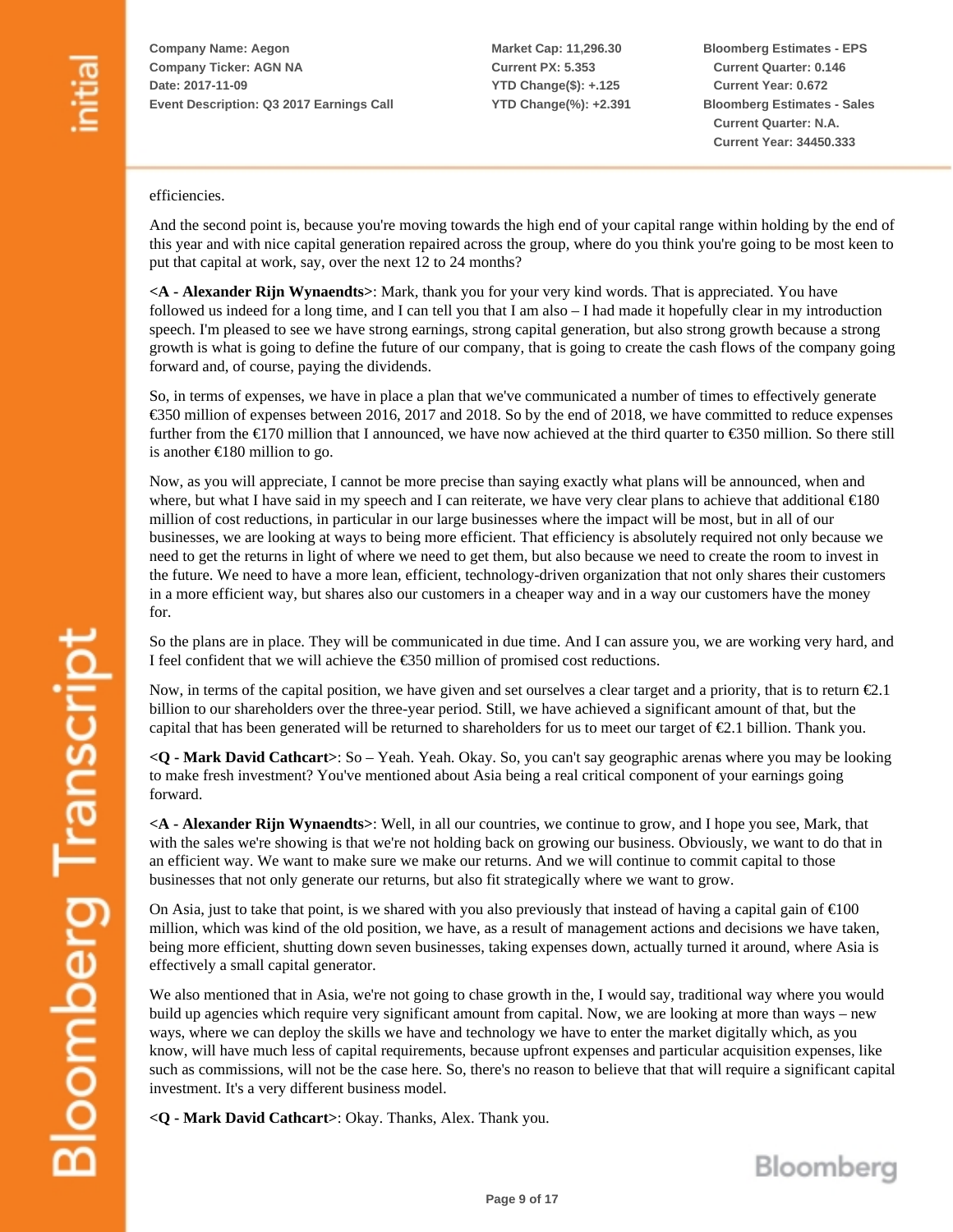efficiencies.

And the second point is, because you're moving towards the high end of your capital range within holding by the end of this year and with nice capital generation repaired across the group, where do you think you're going to be most keen to put that capital at work, say, over the next 12 to 24 months?

**<A - Alexander Rijn Wynaendts>**: Mark, thank you for your very kind words. That is appreciated. You have followed us indeed for a long time, and I can tell you that I am also – I had made it hopefully clear in my introduction speech. I'm pleased to see we have strong earnings, strong capital generation, but also strong growth because a strong growth is what is going to define the future of our company, that is going to create the cash flows of the company going forward and, of course, paying the dividends.

So, in terms of expenses, we have in place a plan that we've communicated a number of times to effectively generate €350 million of expenses between 2016, 2017 and 2018. So by the end of 2018, we have committed to reduce expenses further from the €170 million that I announced, we have now achieved at the third quarter to €350 million. So there still is another €180 million to go.

Now, as you will appreciate, I cannot be more precise than saying exactly what plans will be announced, when and where, but what I have said in my speech and I can reiterate, we have very clear plans to achieve that additional €180 million of cost reductions, in particular in our large businesses where the impact will be most, but in all of our businesses, we are looking at ways to being more efficient. That efficiency is absolutely required not only because we need to get the returns in light of where we need to get them, but also because we need to create the room to invest in the future. We need to have a more lean, efficient, technology-driven organization that not only shares their customers in a more efficient way, but shares also our customers in a cheaper way and in a way our customers have the money for.

So the plans are in place. They will be communicated in due time. And I can assure you, we are working very hard, and I feel confident that we will achieve the €350 million of promised cost reductions.

Now, in terms of the capital position, we have given and set ourselves a clear target and a priority, that is to return €2.1 billion to our shareholders over the three-year period. Still, we have achieved a significant amount of that, but the capital that has been generated will be returned to shareholders for us to meet our target of €2.1 billion. Thank you.

**<Q - Mark David Cathcart>**: So – Yeah. Yeah. Okay. So, you can't say geographic arenas where you may be looking to make fresh investment? You've mentioned about Asia being a real critical component of your earnings going forward.

**<A - Alexander Rijn Wynaendts>**: Well, in all our countries, we continue to grow, and I hope you see, Mark, that with the sales we're showing is that we're not holding back on growing our business. Obviously, we want to do that in an efficient way. We want to make sure we make our returns. And we will continue to commit capital to those businesses that not only generate our returns, but also fit strategically where we want to grow.

On Asia, just to take that point, is we shared with you also previously that instead of having a capital gain of €100 million, which was kind of the old position, we have, as a result of management actions and decisions we have taken, being more efficient, shutting down seven businesses, taking expenses down, actually turned it around, where Asia is effectively a small capital generator.

We also mentioned that in Asia, we're not going to chase growth in the, I would say, traditional way where you would build up agencies which require very significant amount from capital. Now, we are looking at more than ways – new ways, where we can deploy the skills we have and technology we have to enter the market digitally which, as you know, will have much less of capital requirements, because upfront expenses and particular acquisition expenses, like such as commissions, will not be the case here. So, there's no reason to believe that that will require a significant capital investment. It's a very different business model.

**<Q - Mark David Cathcart>**: Okay. Thanks, Alex. Thank you.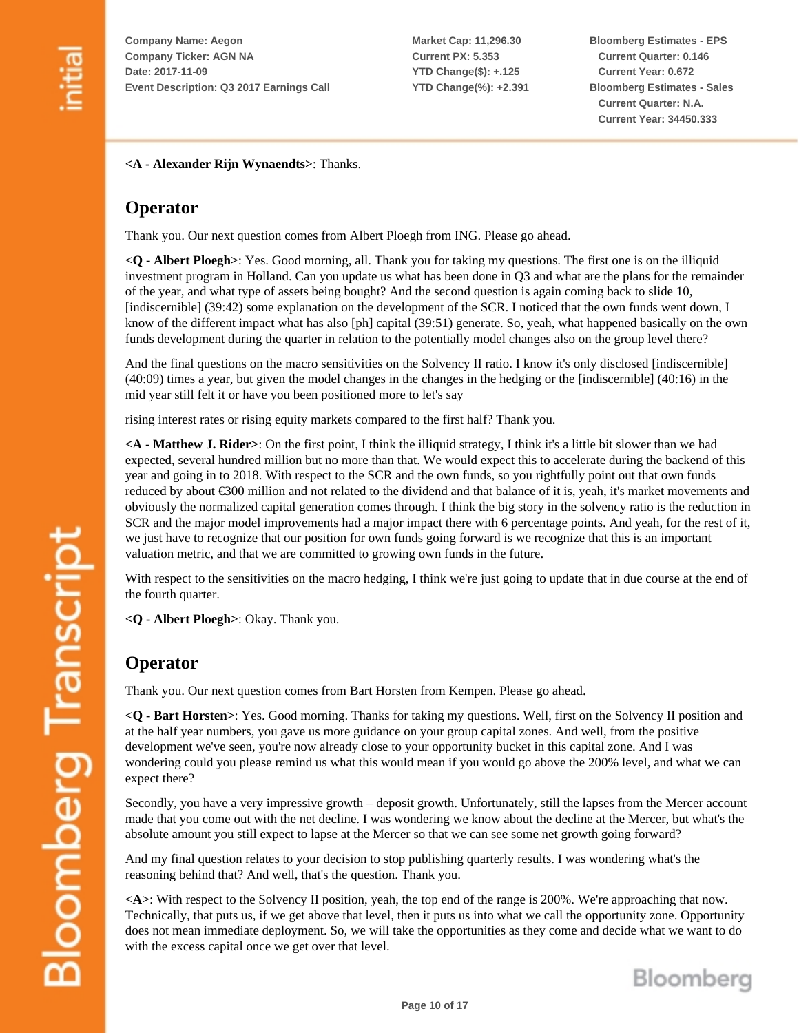**<A - Alexander Rijn Wynaendts>**: Thanks.

## Operator

Thank you. Our next question comes from Albert Ploegh from ING. Please go ahead.

**<Q - Albert Ploegh>**: Yes. Good morning, all. Thank you for taking my questions. The first one is on the illiquid investment program in Holland. Can you update us what has been done in Q3 and what are the plans for the remainder of the year, and what type of assets being bought? And the second question is again coming back to slide 10, [indiscernible] (39:42) some explanation on the development of the SCR. I noticed that the own funds went down, I know of the different impact what has also [ph] capital (39:51) generate. So, yeah, what happened basically on the own funds development during the quarter in relation to the potentially model changes also on the group level there?

And the final questions on the macro sensitivities on the Solvency II ratio. I know it's only disclosed [indiscernible] (40:09) times a year, but given the model changes in the changes in the hedging or the [indiscernible] (40:16) in the mid year still felt it or have you been positioned more to let's say

rising interest rates or rising equity markets compared to the first half? Thank you.

**<A - Matthew J. Rider>**: On the first point, I think the illiquid strategy, I think it's a little bit slower than we had expected, several hundred million but no more than that. We would expect this to accelerate during the backend of this year and going in to 2018. With respect to the SCR and the own funds, so you rightfully point out that own funds reduced by about €300 million and not related to the dividend and that balance of it is, yeah, it's market movements and obviously the normalized capital generation comes through. I think the big story in the solvency ratio is the reduction in SCR and the major model improvements had a major impact there with 6 percentage points. And yeah, for the rest of it, we just have to recognize that our position for own funds going forward is we recognize that this is an important valuation metric, and that we are committed to growing own funds in the future.

With respect to the sensitivities on the macro hedging, I think we're just going to update that in due course at the end of the fourth quarter.

**<Q - Albert Ploegh>**: Okay. Thank you.

## Operator

Thank you. Our next question comes from Bart Horsten from Kempen. Please go ahead.

**<Q - Bart Horsten>**: Yes. Good morning. Thanks for taking my questions. Well, first on the Solvency II position and at the half year numbers, you gave us more guidance on your group capital zones. And well, from the positive development we've seen, you're now already close to your opportunity bucket in this capital zone. And I was wondering could you please remind us what this would mean if you would go above the 200% level, and what we can expect there?

Secondly, you have a very impressive growth – deposit growth. Unfortunately, still the lapses from the Mercer account made that you come out with the net decline. I was wondering we know about the decline at the Mercer, but what's the absolute amount you still expect to lapse at the Mercer so that we can see some net growth going forward?

And my final question relates to your decision to stop publishing quarterly results. I was wondering what's the reasoning behind that? And well, that's the question. Thank you.

**<A>**: With respect to the Solvency II position, yeah, the top end of the range is 200%. We're approaching that now. Technically, that puts us, if we get above that level, then it puts us into what we call the opportunity zone. Opportunity does not mean immediate deployment. So, we will take the opportunities as they come and decide what we want to do with the excess capital once we get over that level.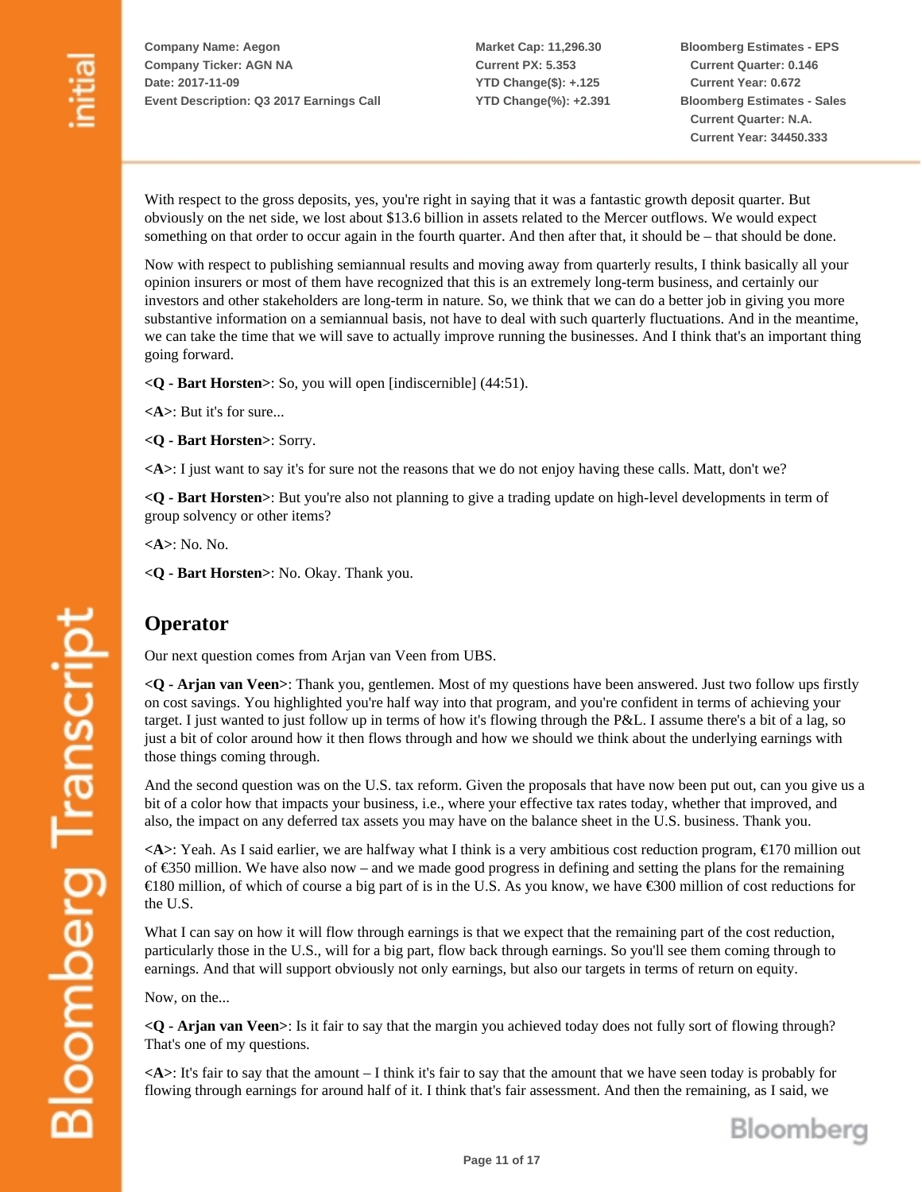With respect to the gross deposits, yes, you're right in saying that it was a fantastic growth deposit quarter. But obviously on the net side, we lost about $13.6 billion in assets related to the Mercer outflows. We would expect something on that order to occur again in the fourth quarter. And then after that, it should be – that should be done.

Now with respect to publishing semiannual results and moving away from quarterly results, I think basically all your opinion insurers or most of them have recognized that this is an extremely long-term business, and certainly our investors and other stakeholders are long-term in nature. So, we think that we can do a better job in giving you more substantive information on a semiannual basis, not have to deal with such quarterly fluctuations. And in the meantime, we can take the time that we will save to actually improve running the businesses. And I think that's an important thing going forward.

**<Q - Bart Horsten>**: So, you will open [indiscernible] (44:51).

**<A>**: But it's for sure...

**<Q - Bart Horsten>**: Sorry.

**<A>**: I just want to say it's for sure not the reasons that we do not enjoy having these calls. Matt, don't we?

**<Q - Bart Horsten>**: But you're also not planning to give a trading update on high-level developments in term of group solvency or other items?

**<A>**: No. No.

**<Q - Bart Horsten>**: No. Okay. Thank you.

## Operator

Our next question comes from Arjan van Veen from UBS.

**<Q - Arjan van Veen>**: Thank you, gentlemen. Most of my questions have been answered. Just two follow ups firstly on cost savings. You highlighted you're half way into that program, and you're confident in terms of achieving your target. I just wanted to just follow up in terms of how it's flowing through the P&L. I assume there's a bit of a lag, so just a bit of color around how it then flows through and how we should we think about the underlying earnings with those things coming through.

And the second question was on the U.S. tax reform. Given the proposals that have now been put out, can you give us a bit of a color how that impacts your business, i.e., where your effective tax rates today, whether that improved, and also, the impact on any deferred tax assets you may have on the balance sheet in the U.S. business. Thank you.

**<A>**: Yeah. As I said earlier, we are halfway what I think is a very ambitious cost reduction program, €170 million out of €350 million. We have also now – and we made good progress in defining and setting the plans for the remaining €180 million, of which of course a big part of is in the U.S. As you know, we have €300 million of cost reductions for the U.S.

What I can say on how it will flow through earnings is that we expect that the remaining part of the cost reduction, particularly those in the U.S., will for a big part, flow back through earnings. So you'll see them coming through to earnings. And that will support obviously not only earnings, but also our targets in terms of return on equity.

Now, on the...

**<Q - Arjan van Veen>**: Is it fair to say that the margin you achieved today does not fully sort of flowing through? That's one of my questions.

**<A>**: It's fair to say that the amount – I think it's fair to say that the amount that we have seen today is probably for flowing through earnings for around half of it. I think that's fair assessment. And then the remaining, as I said, we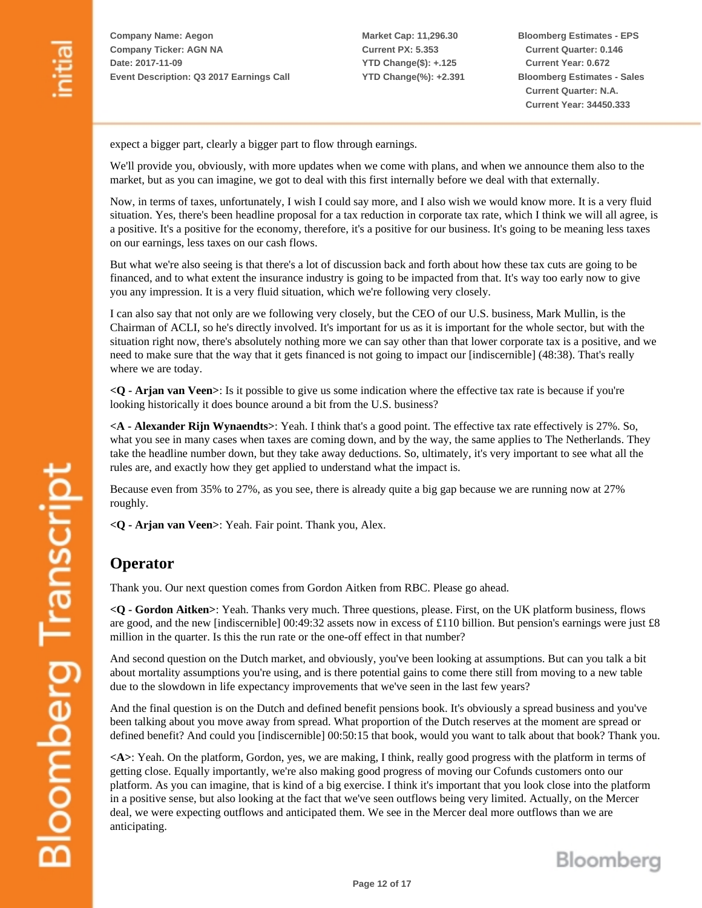expect a bigger part, clearly a bigger part to flow through earnings.

We'll provide you, obviously, with more updates when we come with plans, and when we announce them also to the market, but as you can imagine, we got to deal with this first internally before we deal with that externally.

Now, in terms of taxes, unfortunately, I wish I could say more, and I also wish we would know more. It is a very fluid situation. Yes, there's been headline proposal for a tax reduction in corporate tax rate, which I think we will all agree, is a positive. It's a positive for the economy, therefore, it's a positive for our business. It's going to be meaning less taxes on our earnings, less taxes on our cash flows.

But what we're also seeing is that there's a lot of discussion back and forth about how these tax cuts are going to be financed, and to what extent the insurance industry is going to be impacted from that. It's way too early now to give you any impression. It is a very fluid situation, which we're following very closely.

I can also say that not only are we following very closely, but the CEO of our U.S. business, Mark Mullin, is the Chairman of ACLI, so he's directly involved. It's important for us as it is important for the whole sector, but with the situation right now, there's absolutely nothing more we can say other than that lower corporate tax is a positive, and we need to make sure that the way that it gets financed is not going to impact our [indiscernible] (48:38). That's really where we are today.

**<Q - Arjan van Veen>**: Is it possible to give us some indication where the effective tax rate is because if you're looking historically it does bounce around a bit from the U.S. business?

**<A - Alexander Rijn Wynaendts>**: Yeah. I think that's a good point. The effective tax rate effectively is 27%. So, what you see in many cases when taxes are coming down, and by the way, the same applies to The Netherlands. They take the headline number down, but they take away deductions. So, ultimately, it's very important to see what all the rules are, and exactly how they get applied to understand what the impact is.

Because even from 35% to 27%, as you see, there is already quite a big gap because we are running now at 27% roughly.

**<Q - Arjan van Veen>**: Yeah. Fair point. Thank you, Alex.

## Operator

Thank you. Our next question comes from Gordon Aitken from RBC. Please go ahead.

**<Q - Gordon Aitken>**: Yeah. Thanks very much. Three questions, please. First, on the UK platform business, flows are good, and the new [indiscernible] 00:49:32 assets now in excess of £110 billion. But pension's earnings were just £8 million in the quarter. Is this the run rate or the one-off effect in that number?

And second question on the Dutch market, and obviously, you've been looking at assumptions. But can you talk a bit about mortality assumptions you're using, and is there potential gains to come there still from moving to a new table due to the slowdown in life expectancy improvements that we've seen in the last few years?

And the final question is on the Dutch and defined benefit pensions book. It's obviously a spread business and you've been talking about you move away from spread. What proportion of the Dutch reserves at the moment are spread or defined benefit? And could you [indiscernible] 00:50:15 that book, would you want to talk about that book? Thank you.

**<A>**: Yeah. On the platform, Gordon, yes, we are making, I think, really good progress with the platform in terms of getting close. Equally importantly, we're also making good progress of moving our Cofunds customers onto our platform. As you can imagine, that is kind of a big exercise. I think it's important that you look close into the platform in a positive sense, but also looking at the fact that we've seen outflows being very limited. Actually, on the Mercer deal, we were expecting outflows and anticipated them. We see in the Mercer deal more outflows than we are anticipating.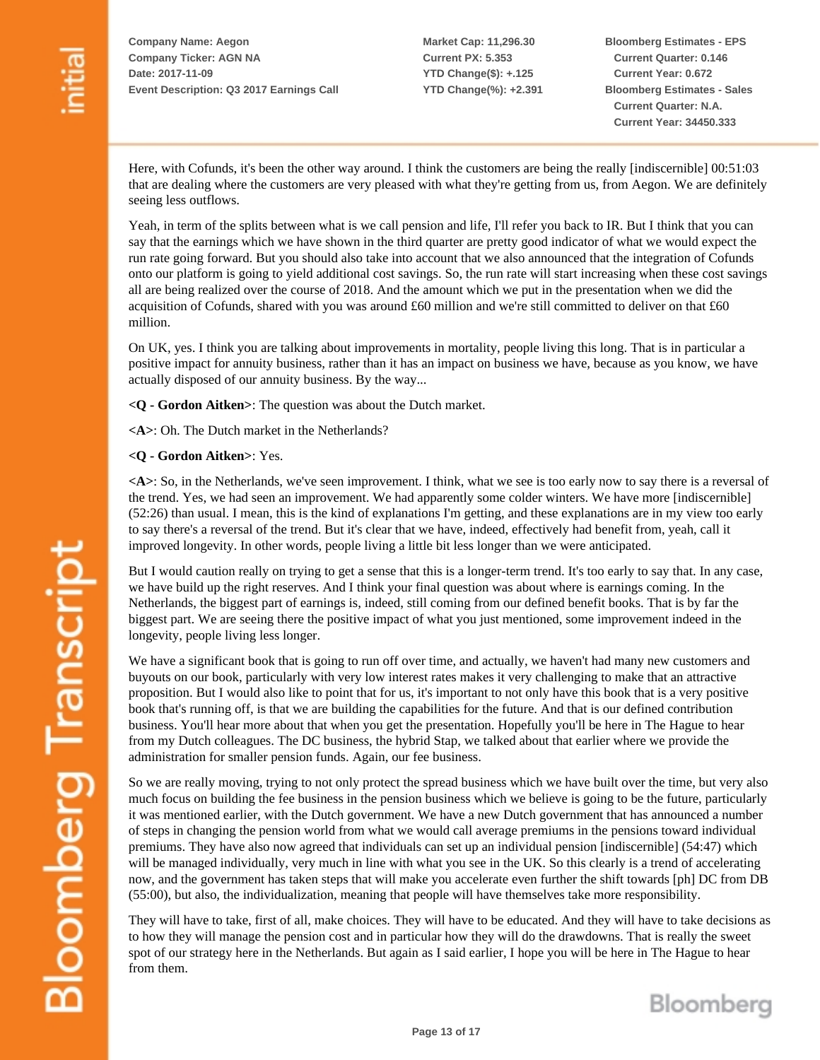Here, with Cofunds, it's been the other way around. I think the customers are being the really [indiscernible] 00:51:03 that are dealing where the customers are very pleased with what they're getting from us, from Aegon. We are definitely seeing less outflows.

Yeah, in term of the splits between what is we call pension and life, I'll refer you back to IR. But I think that you can say that the earnings which we have shown in the third quarter are pretty good indicator of what we would expect the run rate going forward. But you should also take into account that we also announced that the integration of Cofunds onto our platform is going to yield additional cost savings. So, the run rate will start increasing when these cost savings all are being realized over the course of 2018. And the amount which we put in the presentation when we did the acquisition of Cofunds, shared with you was around £60 million and we're still committed to deliver on that £60 million.

On UK, yes. I think you are talking about improvements in mortality, people living this long. That is in particular a positive impact for annuity business, rather than it has an impact on business we have, because as you know, we have actually disposed of our annuity business. By the way...

**<Q - Gordon Aitken>**: The question was about the Dutch market.

**<A>**: Oh. The Dutch market in the Netherlands?

**<Q - Gordon Aitken>**: Yes.

**<A>**: So, in the Netherlands, we've seen improvement. I think, what we see is too early now to say there is a reversal of the trend. Yes, we had seen an improvement. We had apparently some colder winters. We have more [indiscernible] (52:26) than usual. I mean, this is the kind of explanations I'm getting, and these explanations are in my view too early to say there's a reversal of the trend. But it's clear that we have, indeed, effectively had benefit from, yeah, call it improved longevity. In other words, people living a little bit less longer than we were anticipated.

But I would caution really on trying to get a sense that this is a longer-term trend. It's too early to say that. In any case, we have build up the right reserves. And I think your final question was about where is earnings coming. In the Netherlands, the biggest part of earnings is, indeed, still coming from our defined benefit books. That is by far the biggest part. We are seeing there the positive impact of what you just mentioned, some improvement indeed in the longevity, people living less longer.

We have a significant book that is going to run off over time, and actually, we haven't had many new customers and buyouts on our book, particularly with very low interest rates makes it very challenging to make that an attractive proposition. But I would also like to point that for us, it's important to not only have this book that is a very positive book that's running off, is that we are building the capabilities for the future. And that is our defined contribution business. You'll hear more about that when you get the presentation. Hopefully you'll be here in The Hague to hear from my Dutch colleagues. The DC business, the hybrid Stap, we talked about that earlier where we provide the administration for smaller pension funds. Again, our fee business.

So we are really moving, trying to not only protect the spread business which we have built over the time, but very also much focus on building the fee business in the pension business which we believe is going to be the future, particularly it was mentioned earlier, with the Dutch government. We have a new Dutch government that has announced a number of steps in changing the pension world from what we would call average premiums in the pensions toward individual premiums. They have also now agreed that individuals can set up an individual pension [indiscernible] (54:47) which will be managed individually, very much in line with what you see in the UK. So this clearly is a trend of accelerating now, and the government has taken steps that will make you accelerate even further the shift towards [ph] DC from DB (55:00), but also, the individualization, meaning that people will have themselves take more responsibility.

They will have to take, first of all, make choices. They will have to be educated. And they will have to take decisions as to how they will manage the pension cost and in particular how they will do the drawdowns. That is really the sweet spot of our strategy here in the Netherlands. But again as I said earlier, I hope you will be here in The Hague to hear from them.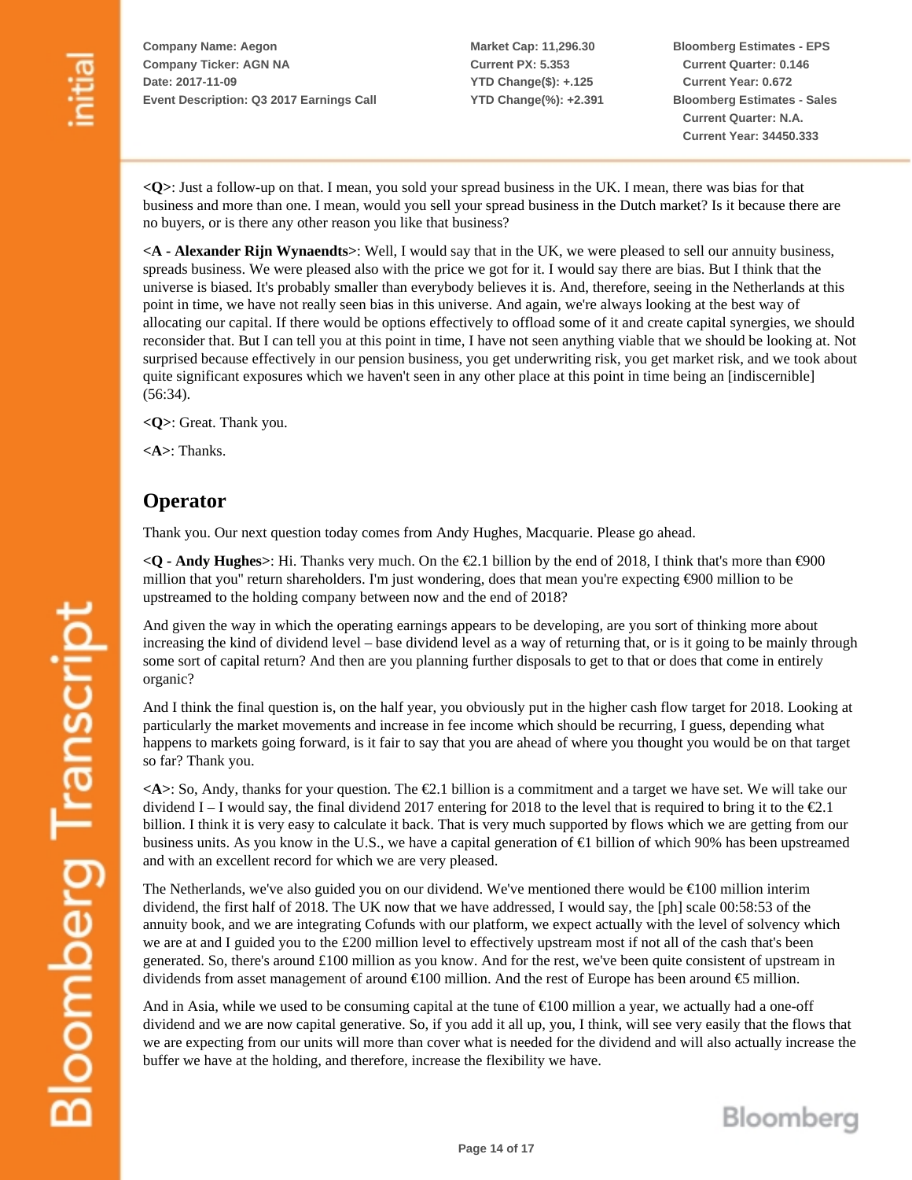**<Q>**: Just a follow-up on that. I mean, you sold your spread business in the UK. I mean, there was bias for that business and more than one. I mean, would you sell your spread business in the Dutch market? Is it because there are no buyers, or is there any other reason you like that business?

**<A - Alexander Rijn Wynaendts>**: Well, I would say that in the UK, we were pleased to sell our annuity business, spreads business. We were pleased also with the price we got for it. I would say there are bias. But I think that the universe is biased. It's probably smaller than everybody believes it is. And, therefore, seeing in the Netherlands at this point in time, we have not really seen bias in this universe. And again, we're always looking at the best way of allocating our capital. If there would be options effectively to offload some of it and create capital synergies, we should reconsider that. But I can tell you at this point in time, I have not seen anything viable that we should be looking at. Not surprised because effectively in our pension business, you get underwriting risk, you get market risk, and we took about quite significant exposures which we haven't seen in any other place at this point in time being an [indiscernible] (56:34).

**<Q>**: Great. Thank you.

**<A>**: Thanks.

## Operator

Thank you. Our next question today comes from Andy Hughes, Macquarie. Please go ahead.

**<Q - Andy Hughes>**: Hi. Thanks very much. On the €2.1 billion by the end of 2018, I think that's more than €900 million that you" return shareholders. I'm just wondering, does that mean you're expecting €900 million to be upstreamed to the holding company between now and the end of 2018?

And given the way in which the operating earnings appears to be developing, are you sort of thinking more about increasing the kind of dividend level – base dividend level as a way of returning that, or is it going to be mainly through some sort of capital return? And then are you planning further disposals to get to that or does that come in entirely organic?

And I think the final question is, on the half year, you obviously put in the higher cash flow target for 2018. Looking at particularly the market movements and increase in fee income which should be recurring, I guess, depending what happens to markets going forward, is it fair to say that you are ahead of where you thought you would be on that target so far? Thank you.

**<A>**: So, Andy, thanks for your question. The €2.1 billion is a commitment and a target we have set. We will take our dividend I – I would say, the final dividend 2017 entering for 2018 to the level that is required to bring it to the €2.1 billion. I think it is very easy to calculate it back. That is very much supported by flows which we are getting from our business units. As you know in the U.S., we have a capital generation of €1 billion of which 90% has been upstreamed and with an excellent record for which we are very pleased.

The Netherlands, we've also guided you on our dividend. We've mentioned there would be €100 million interim dividend, the first half of 2018. The UK now that we have addressed, I would say, the [ph] scale 00:58:53 of the annuity book, and we are integrating Cofunds with our platform, we expect actually with the level of solvency which we are at and I guided you to the £200 million level to effectively upstream most if not all of the cash that's been generated. So, there's around £100 million as you know. And for the rest, we've been quite consistent of upstream in dividends from asset management of around €100 million. And the rest of Europe has been around €5 million.

And in Asia, while we used to be consuming capital at the tune of €100 million a year, we actually had a one-off dividend and we are now capital generative. So, if you add it all up, you, I think, will see very easily that the flows that we are expecting from our units will more than cover what is needed for the dividend and will also actually increase the buffer we have at the holding, and therefore, increase the flexibility we have.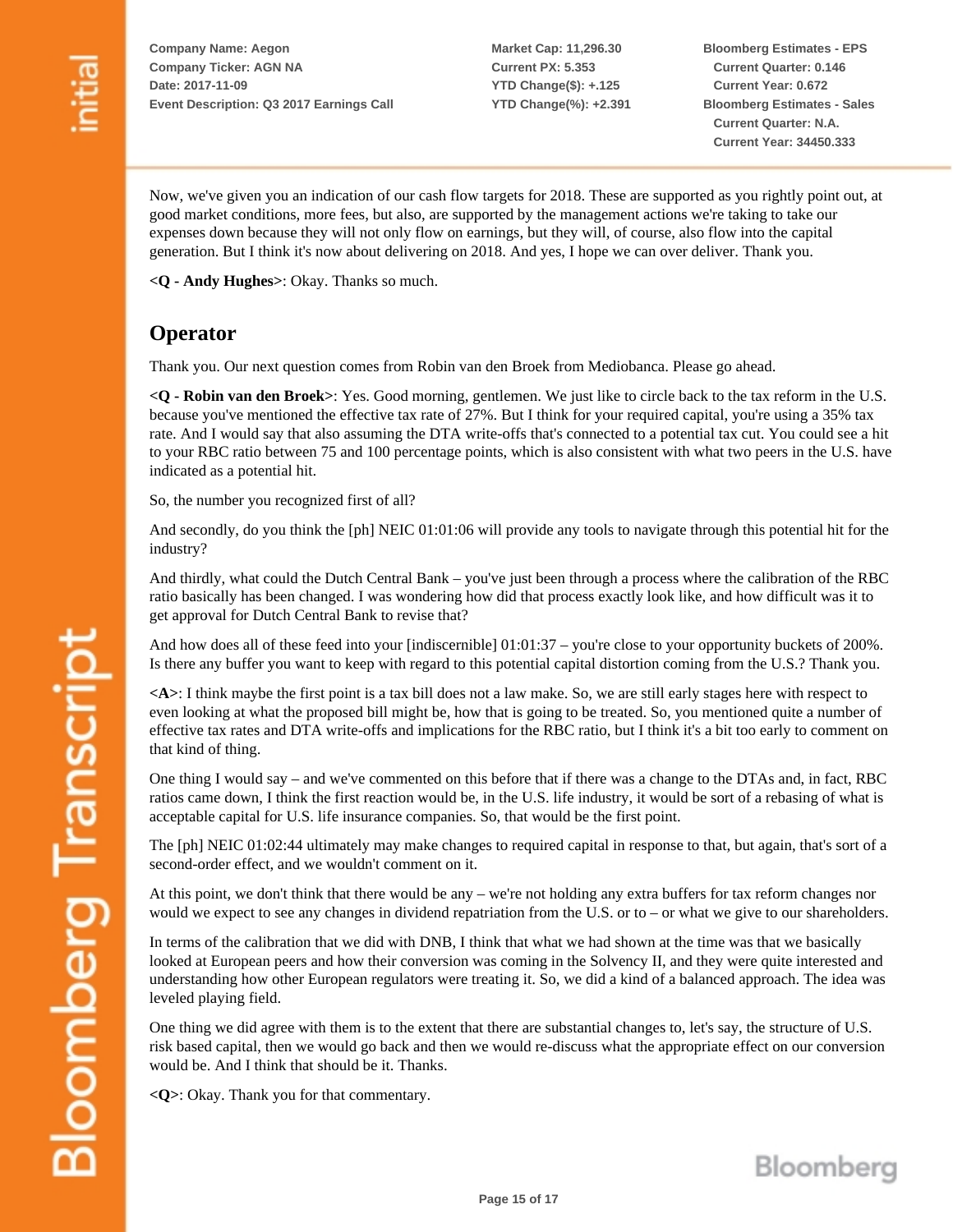Now, we've given you an indication of our cash flow targets for 2018. These are supported as you rightly point out, at good market conditions, more fees, but also, are supported by the management actions we're taking to take our expenses down because they will not only flow on earnings, but they will, of course, also flow into the capital generation. But I think it's now about delivering on 2018. And yes, I hope we can over deliver. Thank you.

**<Q - Andy Hughes>**: Okay. Thanks so much.

## Operator

Thank you. Our next question comes from Robin van den Broek from Mediobanca. Please go ahead.

**<Q - Robin van den Broek>**: Yes. Good morning, gentlemen. We just like to circle back to the tax reform in the U.S. because you've mentioned the effective tax rate of 27%. But I think for your required capital, you're using a 35% tax rate. And I would say that also assuming the DTA write-offs that's connected to a potential tax cut. You could see a hit to your RBC ratio between 75 and 100 percentage points, which is also consistent with what two peers in the U.S. have indicated as a potential hit.

So, the number you recognized first of all?

And secondly, do you think the [ph] NEIC 01:01:06 will provide any tools to navigate through this potential hit for the industry?

And thirdly, what could the Dutch Central Bank – you've just been through a process where the calibration of the RBC ratio basically has been changed. I was wondering how did that process exactly look like, and how difficult was it to get approval for Dutch Central Bank to revise that?

And how does all of these feed into your [indiscernible] 01:01:37 – you're close to your opportunity buckets of 200%. Is there any buffer you want to keep with regard to this potential capital distortion coming from the U.S.? Thank you.

**<A>**: I think maybe the first point is a tax bill does not a law make. So, we are still early stages here with respect to even looking at what the proposed bill might be, how that is going to be treated. So, you mentioned quite a number of effective tax rates and DTA write-offs and implications for the RBC ratio, but I think it's a bit too early to comment on that kind of thing.

One thing I would say – and we've commented on this before that if there was a change to the DTAs and, in fact, RBC ratios came down, I think the first reaction would be, in the U.S. life industry, it would be sort of a rebasing of what is acceptable capital for U.S. life insurance companies. So, that would be the first point.

The [ph] NEIC 01:02:44 ultimately may make changes to required capital in response to that, but again, that's sort of a second-order effect, and we wouldn't comment on it.

At this point, we don't think that there would be any – we're not holding any extra buffers for tax reform changes nor would we expect to see any changes in dividend repatriation from the U.S. or to – or what we give to our shareholders.

In terms of the calibration that we did with DNB, I think that what we had shown at the time was that we basically looked at European peers and how their conversion was coming in the Solvency II, and they were quite interested and understanding how other European regulators were treating it. So, we did a kind of a balanced approach. The idea was leveled playing field.

One thing we did agree with them is to the extent that there are substantial changes to, let's say, the structure of U.S. risk based capital, then we would go back and then we would re-discuss what the appropriate effect on our conversion would be. And I think that should be it. Thanks.

**<Q>**: Okay. Thank you for that commentary.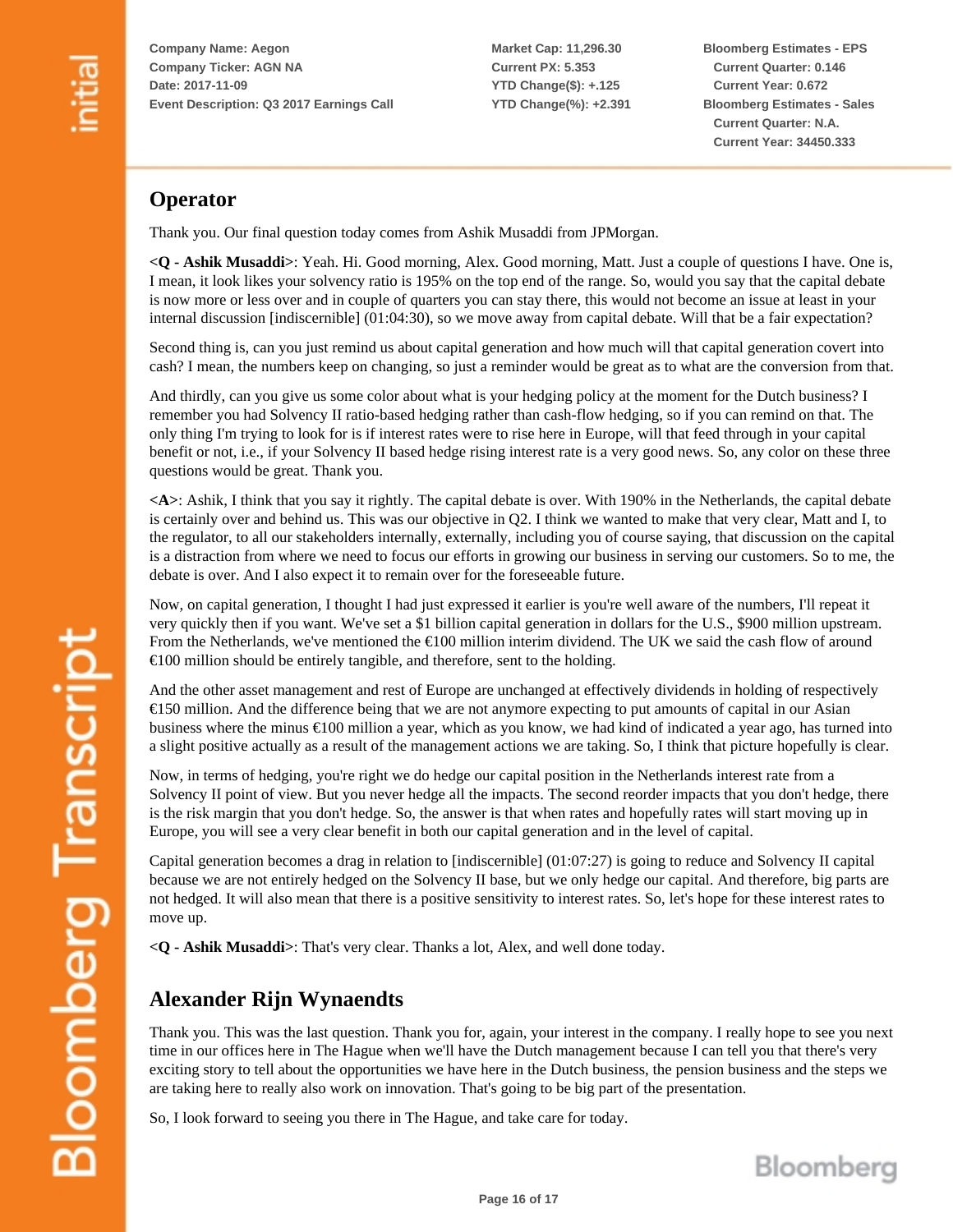## Operator

Thank you. Our final question today comes from Ashik Musaddi from JPMorgan.

**<Q - Ashik Musaddi>**: Yeah. Hi. Good morning, Alex. Good morning, Matt. Just a couple of questions I have. One is, I mean, it look likes your solvency ratio is 195% on the top end of the range. So, would you say that the capital debate is now more or less over and in couple of quarters you can stay there, this would not become an issue at least in your internal discussion [indiscernible] (01:04:30), so we move away from capital debate. Will that be a fair expectation?

Second thing is, can you just remind us about capital generation and how much will that capital generation covert into cash? I mean, the numbers keep on changing, so just a reminder would be great as to what are the conversion from that.

And thirdly, can you give us some color about what is your hedging policy at the moment for the Dutch business? I remember you had Solvency II ratio-based hedging rather than cash-flow hedging, so if you can remind on that. The only thing I'm trying to look for is if interest rates were to rise here in Europe, will that feed through in your capital benefit or not, i.e., if your Solvency II based hedge rising interest rate is a very good news. So, any color on these three questions would be great. Thank you.

**<A>**: Ashik, I think that you say it rightly. The capital debate is over. With 190% in the Netherlands, the capital debate is certainly over and behind us. This was our objective in Q2. I think we wanted to make that very clear, Matt and I, to the regulator, to all our stakeholders internally, externally, including you of course saying, that discussion on the capital is a distraction from where we need to focus our efforts in growing our business in serving our customers. So to me, the debate is over. And I also expect it to remain over for the foreseeable future.

Now, on capital generation, I thought I had just expressed it earlier is you're well aware of the numbers, I'll repeat it very quickly then if you want. We've set a $1 billion capital generation in dollars for the U.S., $900 million upstream. From the Netherlands, we've mentioned the €100 million interim dividend. The UK we said the cash flow of around €100 million should be entirely tangible, and therefore, sent to the holding.

And the other asset management and rest of Europe are unchanged at effectively dividends in holding of respectively €150 million. And the difference being that we are not anymore expecting to put amounts of capital in our Asian business where the minus €100 million a year, which as you know, we had kind of indicated a year ago, has turned into a slight positive actually as a result of the management actions we are taking. So, I think that picture hopefully is clear.

Now, in terms of hedging, you're right we do hedge our capital position in the Netherlands interest rate from a Solvency II point of view. But you never hedge all the impacts. The second reorder impacts that you don't hedge, there is the risk margin that you don't hedge. So, the answer is that when rates and hopefully rates will start moving up in Europe, you will see a very clear benefit in both our capital generation and in the level of capital.

Capital generation becomes a drag in relation to [indiscernible] (01:07:27) is going to reduce and Solvency II capital because we are not entirely hedged on the Solvency II base, but we only hedge our capital. And therefore, big parts are not hedged. It will also mean that there is a positive sensitivity to interest rates. So, let's hope for these interest rates to move up.

**<Q - Ashik Musaddi>**: That's very clear. Thanks a lot, Alex, and well done today.

## Alexander Rijn Wynaendts

Thank you. This was the last question. Thank you for, again, your interest in the company. I really hope to see you next time in our offices here in The Hague when we'll have the Dutch management because I can tell you that there's very exciting story to tell about the opportunities we have here in the Dutch business, the pension business and the steps we are taking here to really also work on innovation. That's going to be big part of the presentation.

So, I look forward to seeing you there in The Hague, and take care for today.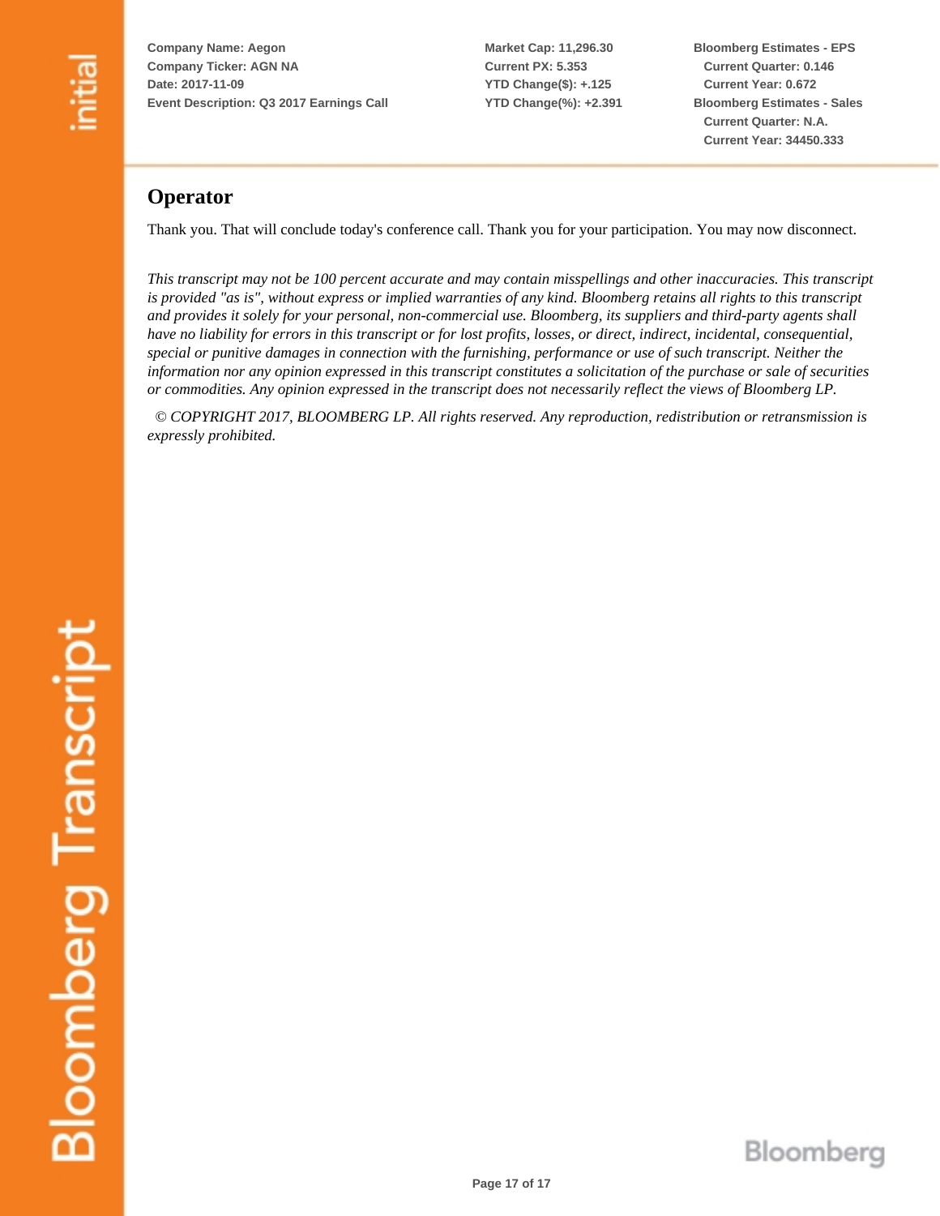## Operator

Thank you. That will conclude today's conference call. Thank you for your participation. You may now disconnect.

*This transcript may not be 100 percent accurate and may contain misspellings and other inaccuracies. This transcript is provided "as is", without express or implied warranties of any kind. Bloomberg retains all rights to this transcript and provides it solely for your personal, non-commercial use. Bloomberg, its suppliers and third-party agents shall have no liability for errors in this transcript or for lost profits, losses, or direct, indirect, incidental, consequential, special or punitive damages in connection with the furnishing, performance or use of such transcript. Neither the information nor any opinion expressed in this transcript constitutes a solicitation of the purchase or sale of securities or commodities. Any opinion expressed in the transcript does not necessarily reflect the views of Bloomberg LP.*

*© COPYRIGHT 2017, BLOOMBERG LP. All rights reserved. Any reproduction, redistribution or retransmission is expressly prohibited.*